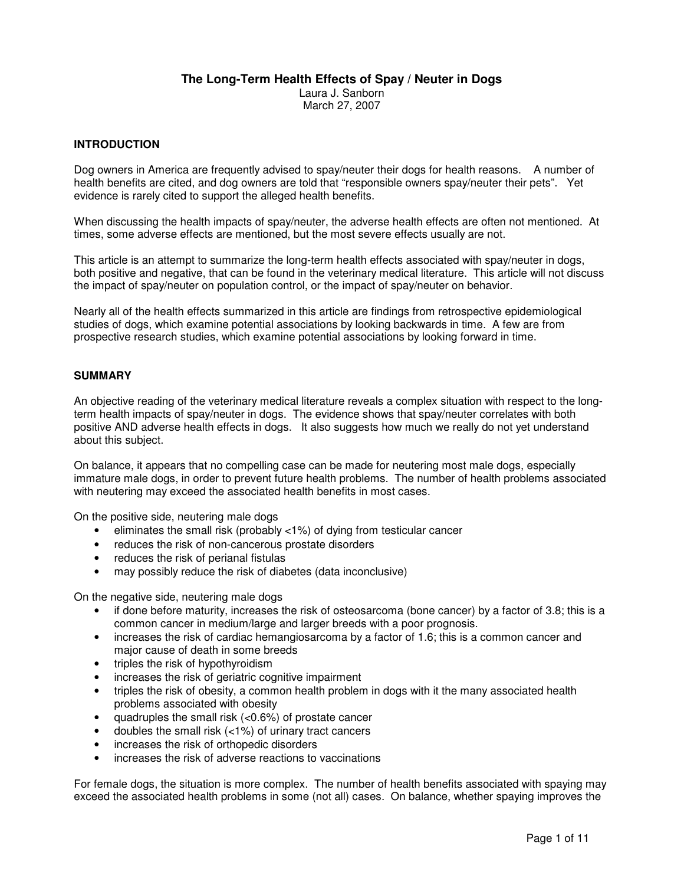# The Long-Term Health Effects of Spay / Neuter in Dogs

Laura J. Sanborn
March 27, 2007

## INTRODUCTION

Dog owners in America are frequently advised to spay/neuter their dogs for health reasons. A number of health benefits are cited, and dog owners are told that "responsible owners spay/neuter their pets". Yet evidence is rarely cited to support the alleged health benefits.

When discussing the health impacts of spay/neuter, the adverse health effects are often not mentioned. At times, some adverse effects are mentioned, but the most severe effects usually are not.

This article is an attempt to summarize the long-term health effects associated with spay/neuter in dogs, both positive and negative, that can be found in the veterinary medical literature. This article will not discuss the impact of spay/neuter on population control, or the impact of spay/neuter on behavior.

Nearly all of the health effects summarized in this article are findings from retrospective epidemiological studies of dogs, which examine potential associations by looking backwards in time. A few are from prospective research studies, which examine potential associations by looking forward in time.

## SUMMARY

An objective reading of the veterinary medical literature reveals a complex situation with respect to the long-term health impacts of spay/neuter in dogs. The evidence shows that spay/neuter correlates with both positive AND adverse health effects in dogs. It also suggests how much we really do not yet understand about this subject.

On balance, it appears that no compelling case can be made for neutering most male dogs, especially immature male dogs, in order to prevent future health problems. The number of health problems associated with neutering may exceed the associated health benefits in most cases.

On the positive side, neutering male dogs

- eliminates the small risk (probably <1%) of dying from testicular cancer
- reduces the risk of non-cancerous prostate disorders
- reduces the risk of perianal fistulas
- may possibly reduce the risk of diabetes (data inconclusive)

On the negative side, neutering male dogs

- if done before maturity, increases the risk of osteosarcoma (bone cancer) by a factor of 3.8; this is a common cancer in medium/large and larger breeds with a poor prognosis.
- increases the risk of cardiac hemangiosarcoma by a factor of 1.6; this is a common cancer and major cause of death in some breeds
- triples the risk of hypothyroidism
- increases the risk of geriatric cognitive impairment
- triples the risk of obesity, a common health problem in dogs with it the many associated health problems associated with obesity
- quadruples the small risk (<0.6%) of prostate cancer
- doubles the small risk (<1%) of urinary tract cancers
- increases the risk of orthopedic disorders
- increases the risk of adverse reactions to vaccinations

For female dogs, the situation is more complex. The number of health benefits associated with spaying may exceed the associated health problems in some (not all) cases. On balance, whether spaying improves the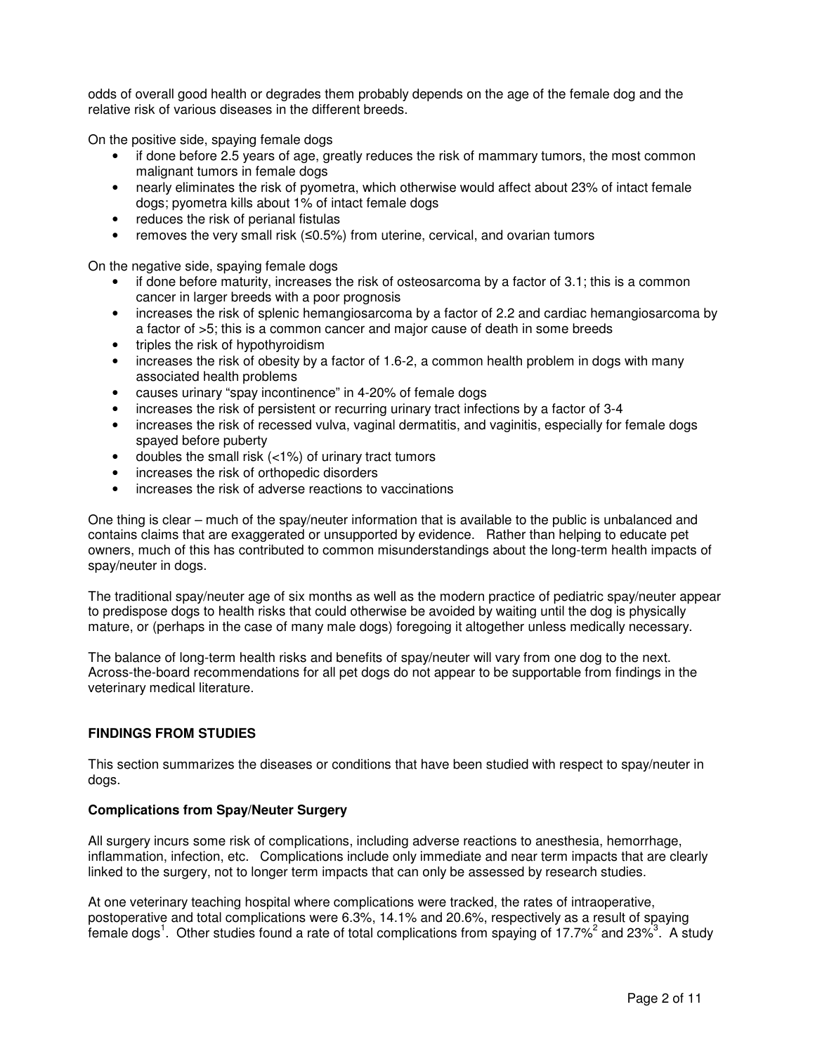odds of overall good health or degrades them probably depends on the age of the female dog and the relative risk of various diseases in the different breeds.

On the positive side, spaying female dogs

- if done before 2.5 years of age, greatly reduces the risk of mammary tumors, the most common malignant tumors in female dogs
- nearly eliminates the risk of pyometra, which otherwise would affect about 23% of intact female dogs; pyometra kills about 1% of intact female dogs
- reduces the risk of perianal fistulas
- removes the very small risk (≤0.5%) from uterine, cervical, and ovarian tumors

On the negative side, spaying female dogs

- if done before maturity, increases the risk of osteosarcoma by a factor of 3.1; this is a common cancer in larger breeds with a poor prognosis
- increases the risk of splenic hemangiosarcoma by a factor of 2.2 and cardiac hemangiosarcoma by a factor of >5; this is a common cancer and major cause of death in some breeds
- triples the risk of hypothyroidism
- increases the risk of obesity by a factor of 1.6-2, a common health problem in dogs with many associated health problems
- causes urinary "spay incontinence" in 4-20% of female dogs
- increases the risk of persistent or recurring urinary tract infections by a factor of 3-4
- increases the risk of recessed vulva, vaginal dermatitis, and vaginitis, especially for female dogs spayed before puberty
- doubles the small risk (<1%) of urinary tract tumors
- increases the risk of orthopedic disorders
- increases the risk of adverse reactions to vaccinations

One thing is clear – much of the spay/neuter information that is available to the public is unbalanced and contains claims that are exaggerated or unsupported by evidence. Rather than helping to educate pet owners, much of this has contributed to common misunderstandings about the long-term health impacts of spay/neuter in dogs.

The traditional spay/neuter age of six months as well as the modern practice of pediatric spay/neuter appear to predispose dogs to health risks that could otherwise be avoided by waiting until the dog is physically mature, or (perhaps in the case of many male dogs) foregoing it altogether unless medically necessary.

The balance of long-term health risks and benefits of spay/neuter will vary from one dog to the next. Across-the-board recommendations for all pet dogs do not appear to be supportable from findings in the veterinary medical literature.

## FINDINGS FROM STUDIES

This section summarizes the diseases or conditions that have been studied with respect to spay/neuter in dogs.

### Complications from Spay/Neuter Surgery

All surgery incurs some risk of complications, including adverse reactions to anesthesia, hemorrhage, inflammation, infection, etc. Complications include only immediate and near term impacts that are clearly linked to the surgery, not to longer term impacts that can only be assessed by research studies.

At one veterinary teaching hospital where complications were tracked, the rates of intraoperative, postoperative and total complications were 6.3%, 14.1% and 20.6%, respectively as a result of spaying female dogs[1]. Other studies found a rate of total complications from spaying of 17.7%[2] and 23%[3]. A study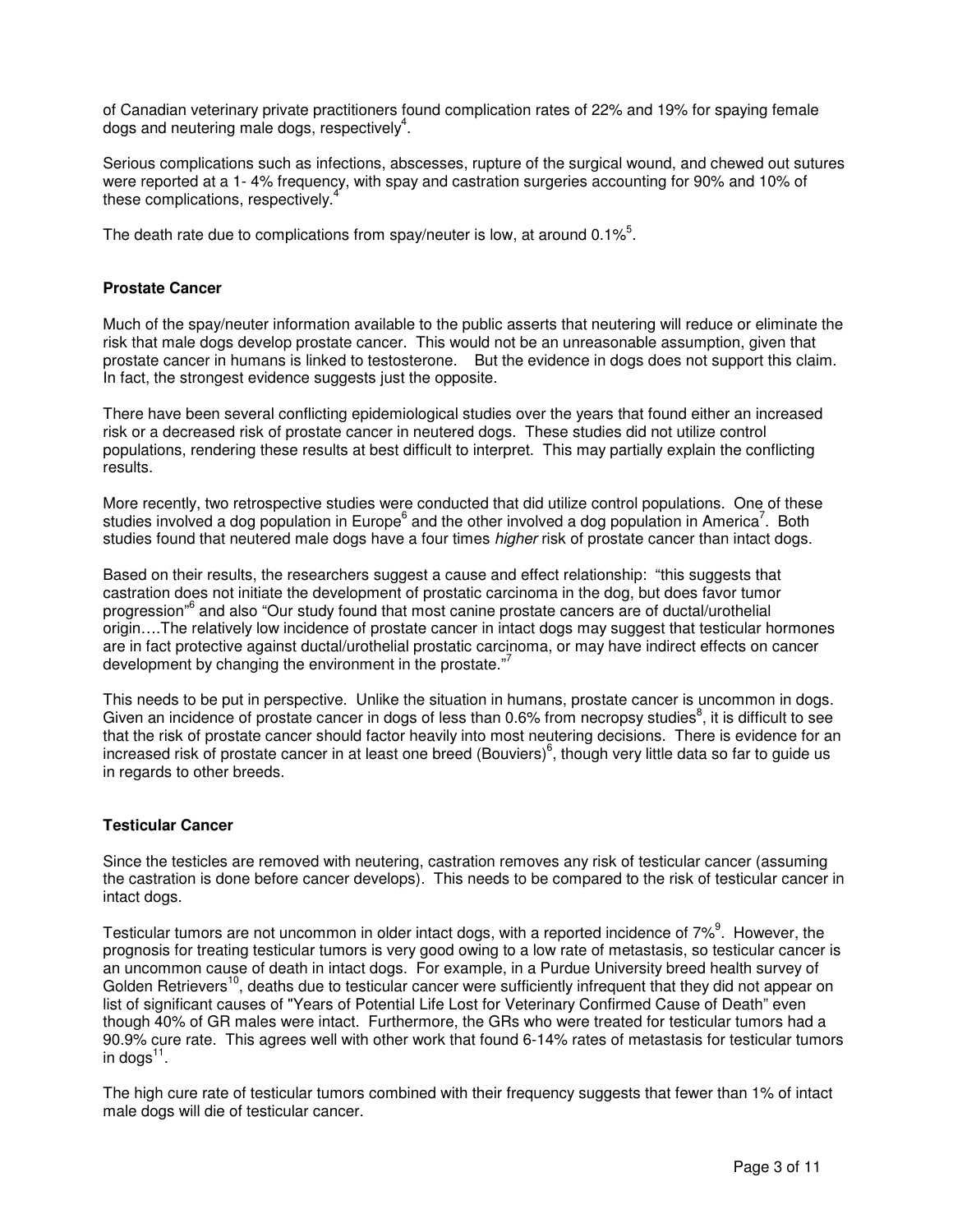of Canadian veterinary private practitioners found complication rates of 22% and 19% for spaying female dogs and neutering male dogs, respectively[4].

Serious complications such as infections, abscesses, rupture of the surgical wound, and chewed out sutures were reported at a 1- 4% frequency, with spay and castration surgeries accounting for 90% and 10% of these complications, respectively.[4]

The death rate due to complications from spay/neuter is low, at around 0.1%[5].

## Prostate Cancer

Much of the spay/neuter information available to the public asserts that neutering will reduce or eliminate the risk that male dogs develop prostate cancer. This would not be an unreasonable assumption, given that prostate cancer in humans is linked to testosterone. But the evidence in dogs does not support this claim. In fact, the strongest evidence suggests just the opposite.

There have been several conflicting epidemiological studies over the years that found either an increased risk or a decreased risk of prostate cancer in neutered dogs. These studies did not utilize control populations, rendering these results at best difficult to interpret. This may partially explain the conflicting results.

More recently, two retrospective studies were conducted that did utilize control populations. One of these studies involved a dog population in Europe[6] and the other involved a dog population in America[7]. Both studies found that neutered male dogs have a four times *higher* risk of prostate cancer than intact dogs.

Based on their results, the researchers suggest a cause and effect relationship: "this suggests that castration does not initiate the development of prostatic carcinoma in the dog, but does favor tumor progression"[6] and also "Our study found that most canine prostate cancers are of ductal/urothelial origin….The relatively low incidence of prostate cancer in intact dogs may suggest that testicular hormones are in fact protective against ductal/urothelial prostatic carcinoma, or may have indirect effects on cancer development by changing the environment in the prostate."[7]

This needs to be put in perspective. Unlike the situation in humans, prostate cancer is uncommon in dogs. Given an incidence of prostate cancer in dogs of less than 0.6% from necropsy studies[8], it is difficult to see that the risk of prostate cancer should factor heavily into most neutering decisions. There is evidence for an increased risk of prostate cancer in at least one breed (Bouviers)[6], though very little data so far to guide us in regards to other breeds.

## Testicular Cancer

Since the testicles are removed with neutering, castration removes any risk of testicular cancer (assuming the castration is done before cancer develops). This needs to be compared to the risk of testicular cancer in intact dogs.

Testicular tumors are not uncommon in older intact dogs, with a reported incidence of 7%[9]. However, the prognosis for treating testicular tumors is very good owing to a low rate of metastasis, so testicular cancer is an uncommon cause of death in intact dogs. For example, in a Purdue University breed health survey of Golden Retrievers[10], deaths due to testicular cancer were sufficiently infrequent that they did not appear on list of significant causes of "Years of Potential Life Lost for Veterinary Confirmed Cause of Death" even though 40% of GR males were intact. Furthermore, the GRs who were treated for testicular tumors had a 90.9% cure rate. This agrees well with other work that found 6-14% rates of metastasis for testicular tumors in dogs[11].

The high cure rate of testicular tumors combined with their frequency suggests that fewer than 1% of intact male dogs will die of testicular cancer.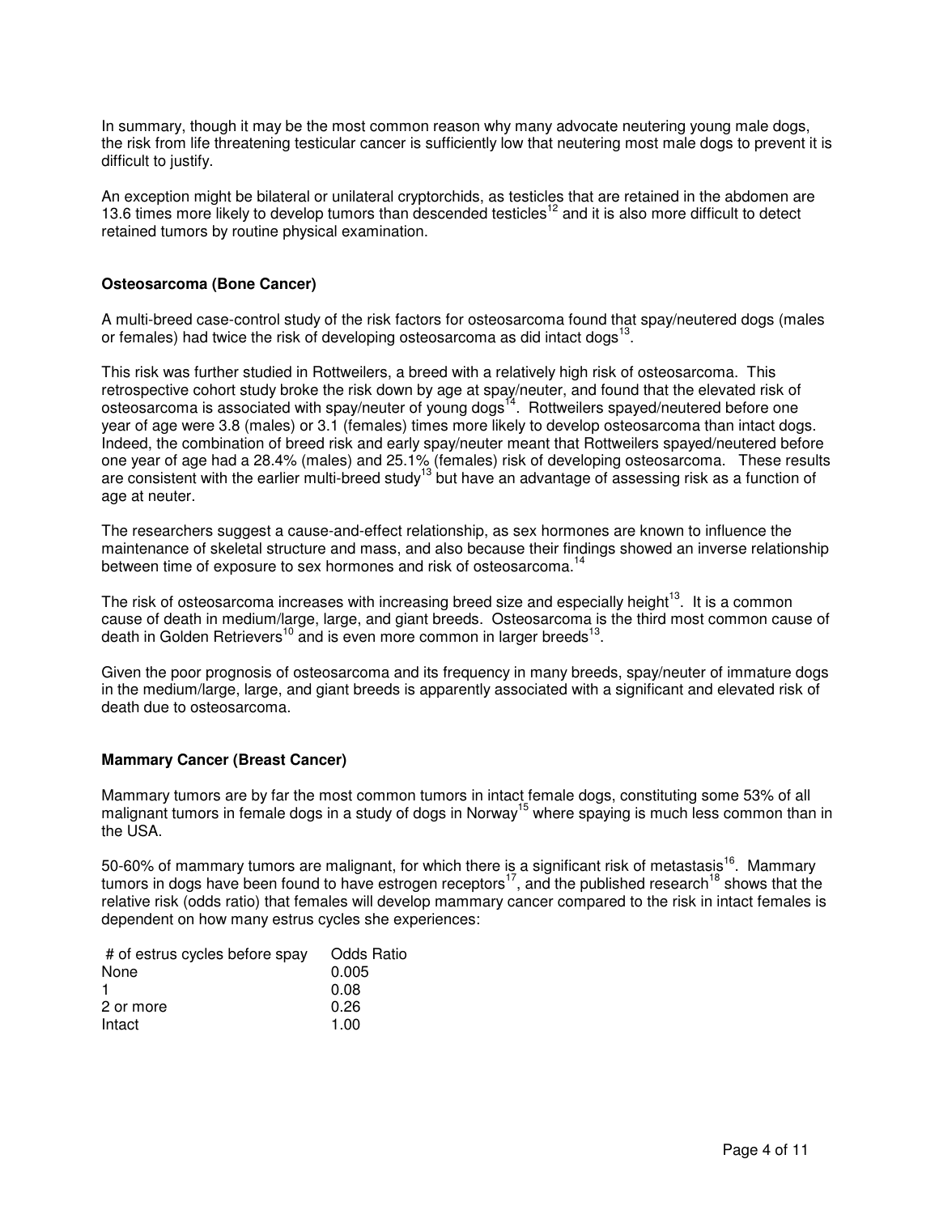In summary, though it may be the most common reason why many advocate neutering young male dogs, the risk from life threatening testicular cancer is sufficiently low that neutering most male dogs to prevent it is difficult to justify.

An exception might be bilateral or unilateral cryptorchids, as testicles that are retained in the abdomen are 13.6 times more likely to develop tumors than descended testicles[12] and it is also more difficult to detect retained tumors by routine physical examination.

### Osteosarcoma (Bone Cancer)

A multi-breed case-control study of the risk factors for osteosarcoma found that spay/neutered dogs (males or females) had twice the risk of developing osteosarcoma as did intact dogs[13].

This risk was further studied in Rottweilers, a breed with a relatively high risk of osteosarcoma. This retrospective cohort study broke the risk down by age at spay/neuter, and found that the elevated risk of osteosarcoma is associated with spay/neuter of young dogs[14]. Rottweilers spayed/neutered before one year of age were 3.8 (males) or 3.1 (females) times more likely to develop osteosarcoma than intact dogs. Indeed, the combination of breed risk and early spay/neuter meant that Rottweilers spayed/neutered before one year of age had a 28.4% (males) and 25.1% (females) risk of developing osteosarcoma. These results are consistent with the earlier multi-breed study[13] but have an advantage of assessing risk as a function of age at neuter.

The researchers suggest a cause-and-effect relationship, as sex hormones are known to influence the maintenance of skeletal structure and mass, and also because their findings showed an inverse relationship between time of exposure to sex hormones and risk of osteosarcoma.[14]

The risk of osteosarcoma increases with increasing breed size and especially height[13]. It is a common cause of death in medium/large, large, and giant breeds. Osteosarcoma is the third most common cause of death in Golden Retrievers[10] and is even more common in larger breeds[13].

Given the poor prognosis of osteosarcoma and its frequency in many breeds, spay/neuter of immature dogs in the medium/large, large, and giant breeds is apparently associated with a significant and elevated risk of death due to osteosarcoma.

### Mammary Cancer (Breast Cancer)

Mammary tumors are by far the most common tumors in intact female dogs, constituting some 53% of all malignant tumors in female dogs in a study of dogs in Norway[15] where spaying is much less common than in the USA.

50-60% of mammary tumors are malignant, for which there is a significant risk of metastasis[16]. Mammary tumors in dogs have been found to have estrogen receptors[17], and the published research[18] shows that the relative risk (odds ratio) that females will develop mammary cancer compared to the risk in intact females is dependent on how many estrus cycles she experiences:

| # of estrus cycles before spay | Odds Ratio |
|---|---|
| None | 0.005 |
| 1 | 0.08 |
| 2 or more | 0.26 |
| Intact | 1.00 |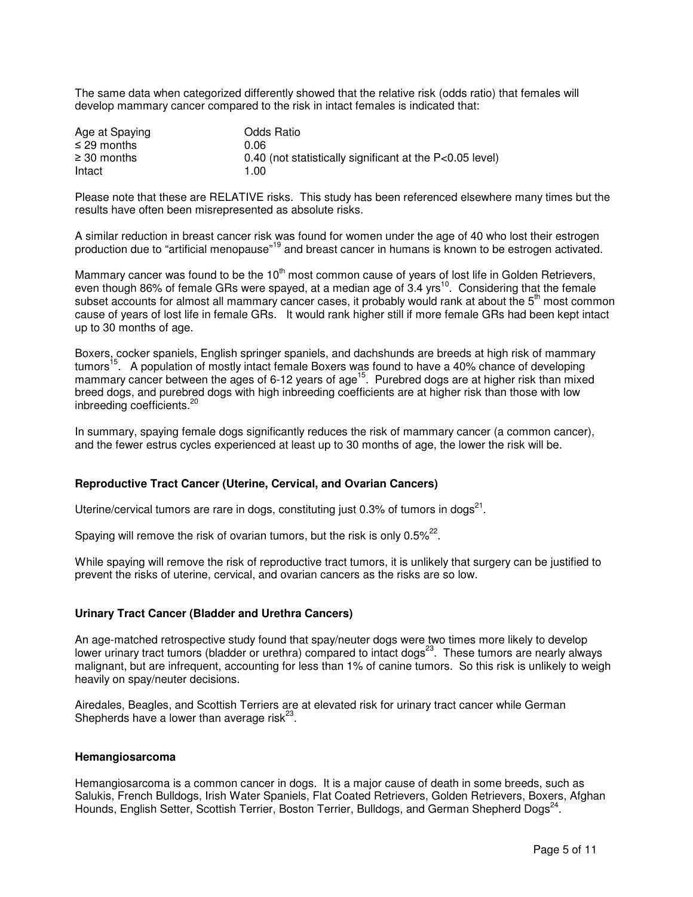The same data when categorized differently showed that the relative risk (odds ratio) that females will develop mammary cancer compared to the risk in intact females is indicated that:

| Age at Spaying | Odds Ratio |
| --- | --- |
| ≤ 29 months | 0.06 |
| ≥ 30 months | 0.40 (not statistically significant at the $P<0.05$ level) |
| Intact | 1.00 |

Please note that these are RELATIVE risks. This study has been referenced elsewhere many times but the results have often been misrepresented as absolute risks.

A similar reduction in breast cancer risk was found for women under the age of 40 who lost their estrogen production due to "artificial menopause"[19] and breast cancer in humans is known to be estrogen activated.

Mammary cancer was found to be the 10th most common cause of years of lost life in Golden Retrievers, even though 86% of female GRs were spayed, at a median age of 3.4 yrs[10]. Considering that the female subset accounts for almost all mammary cancer cases, it probably would rank at about the 5th most common cause of years of lost life in female GRs. It would rank higher still if more female GRs had been kept intact up to 30 months of age.

Boxers, cocker spaniels, English springer spaniels, and dachshunds are breeds at high risk of mammary tumors[15]. A population of mostly intact female Boxers was found to have a 40% chance of developing mammary cancer between the ages of 6-12 years of age[15]. Purebred dogs are at higher risk than mixed breed dogs, and purebred dogs with high inbreeding coefficients are at higher risk than those with low inbreeding coefficients.[20]

In summary, spaying female dogs significantly reduces the risk of mammary cancer (a common cancer), and the fewer estrus cycles experienced at least up to 30 months of age, the lower the risk will be.

### Reproductive Tract Cancer (Uterine, Cervical, and Ovarian Cancers)

Uterine/cervical tumors are rare in dogs, constituting just 0.3% of tumors in dogs[21].

Spaying will remove the risk of ovarian tumors, but the risk is only 0.5%[22].

While spaying will remove the risk of reproductive tract tumors, it is unlikely that surgery can be justified to prevent the risks of uterine, cervical, and ovarian cancers as the risks are so low.

### Urinary Tract Cancer (Bladder and Urethra Cancers)

An age-matched retrospective study found that spay/neuter dogs were two times more likely to develop lower urinary tract tumors (bladder or urethra) compared to intact dogs[23]. These tumors are nearly always malignant, but are infrequent, accounting for less than 1% of canine tumors. So this risk is unlikely to weigh heavily on spay/neuter decisions.

Airedales, Beagles, and Scottish Terriers are at elevated risk for urinary tract cancer while German Shepherds have a lower than average risk[23].

### Hemangiosarcoma

Hemangiosarcoma is a common cancer in dogs. It is a major cause of death in some breeds, such as Salukis, French Bulldogs, Irish Water Spaniels, Flat Coated Retrievers, Golden Retrievers, Boxers, Afghan Hounds, English Setter, Scottish Terrier, Boston Terrier, Bulldogs, and German Shepherd Dogs[24].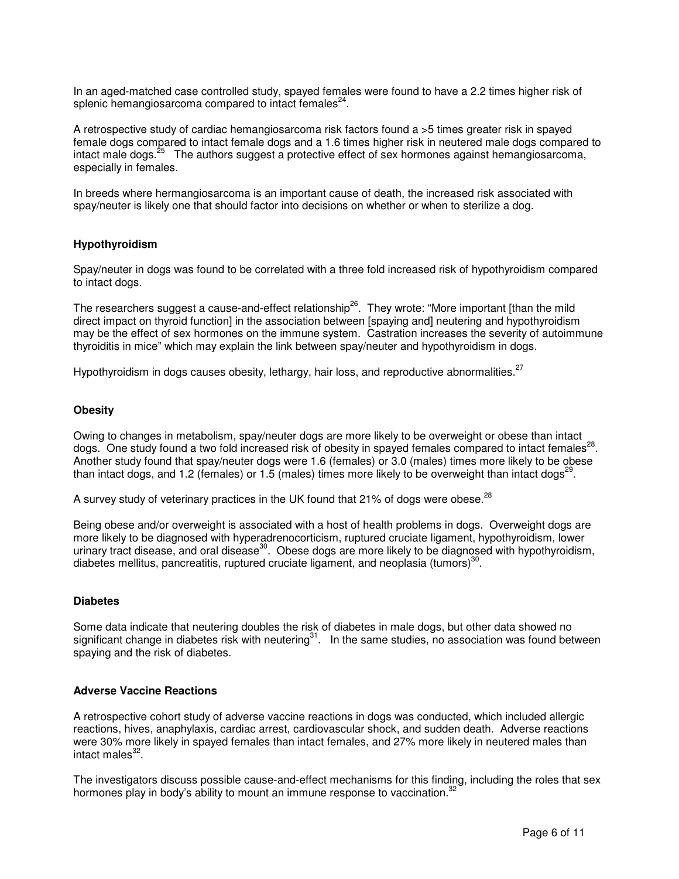In an aged-matched case controlled study, spayed females were found to have a 2.2 times higher risk of splenic hemangiosarcoma compared to intact females[24].

A retrospective study of cardiac hemangiosarcoma risk factors found a >5 times greater risk in spayed female dogs compared to intact female dogs and a 1.6 times higher risk in neutered male dogs compared to intact male dogs.[25] The authors suggest a protective effect of sex hormones against hemangiosarcoma, especially in females.

In breeds where hermangiosarcoma is an important cause of death, the increased risk associated with spay/neuter is likely one that should factor into decisions on whether or when to sterilize a dog.

### Hypothyroidism

Spay/neuter in dogs was found to be correlated with a three fold increased risk of hypothyroidism compared to intact dogs.

The researchers suggest a cause-and-effect relationship[26]. They wrote: "More important [than the mild direct impact on thyroid function] in the association between [spaying and] neutering and hypothyroidism may be the effect of sex hormones on the immune system. Castration increases the severity of autoimmune thyroiditis in mice" which may explain the link between spay/neuter and hypothyroidism in dogs.

Hypothyroidism in dogs causes obesity, lethargy, hair loss, and reproductive abnormalities.[27]

### Obesity

Owing to changes in metabolism, spay/neuter dogs are more likely to be overweight or obese than intact dogs. One study found a two fold increased risk of obesity in spayed females compared to intact females[28]. Another study found that spay/neuter dogs were 1.6 (females) or 3.0 (males) times more likely to be obese than intact dogs, and 1.2 (females) or 1.5 (males) times more likely to be overweight than intact dogs[29].

A survey study of veterinary practices in the UK found that 21% of dogs were obese.[28]

Being obese and/or overweight is associated with a host of health problems in dogs. Overweight dogs are more likely to be diagnosed with hyperadrenocorticism, ruptured cruciate ligament, hypothyroidism, lower urinary tract disease, and oral disease[30]. Obese dogs are more likely to be diagnosed with hypothyroidism, diabetes mellitus, pancreatitis, ruptured cruciate ligament, and neoplasia (tumors)[30].

### Diabetes

Some data indicate that neutering doubles the risk of diabetes in male dogs, but other data showed no significant change in diabetes risk with neutering[31]. In the same studies, no association was found between spaying and the risk of diabetes.

### Adverse Vaccine Reactions

A retrospective cohort study of adverse vaccine reactions in dogs was conducted, which included allergic reactions, hives, anaphylaxis, cardiac arrest, cardiovascular shock, and sudden death. Adverse reactions were 30% more likely in spayed females than intact females, and 27% more likely in neutered males than intact males[32].

The investigators discuss possible cause-and-effect mechanisms for this finding, including the roles that sex hormones play in body's ability to mount an immune response to vaccination.[32]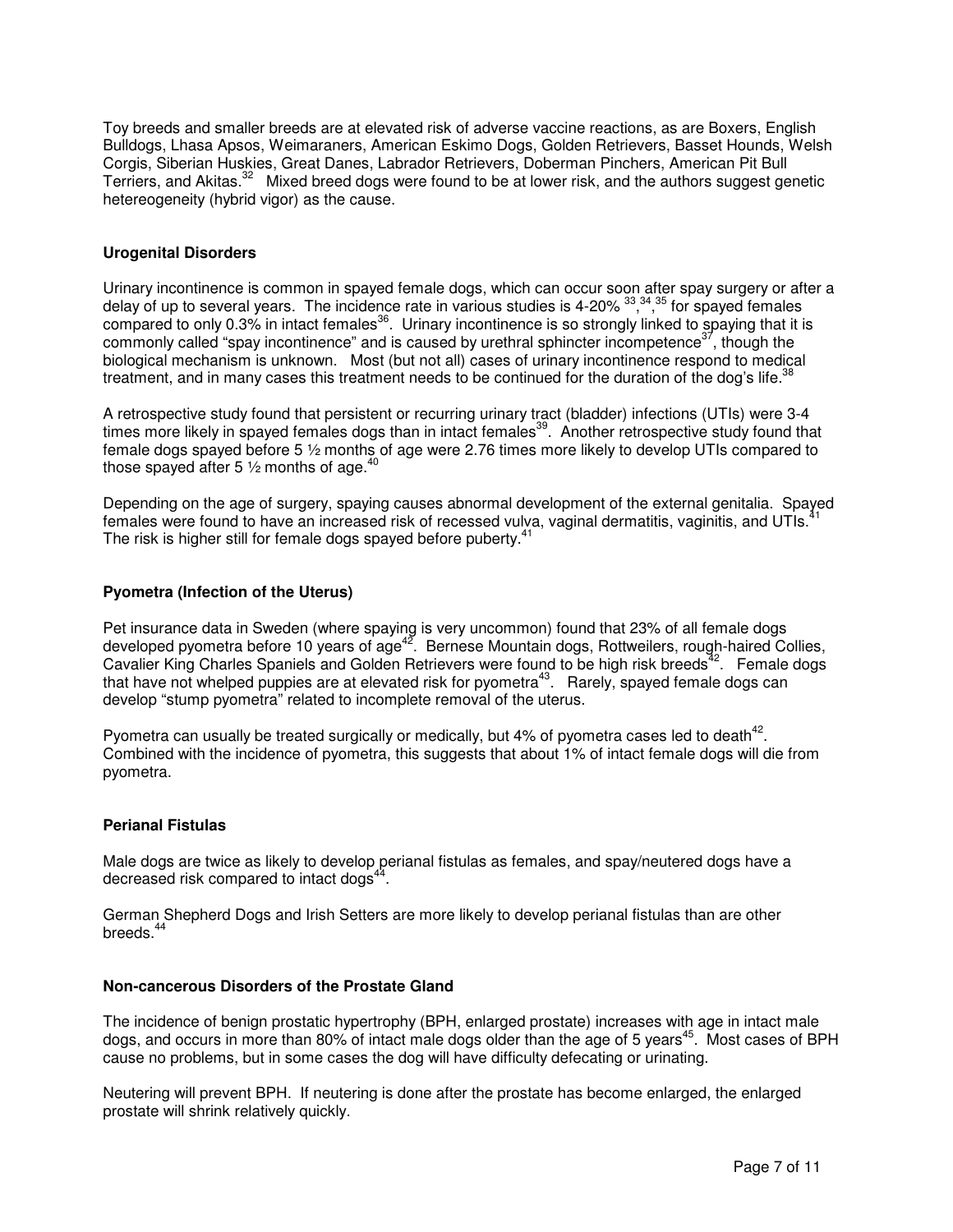Toy breeds and smaller breeds are at elevated risk of adverse vaccine reactions, as are Boxers, English Bulldogs, Lhasa Apsos, Weimaraners, American Eskimo Dogs, Golden Retrievers, Basset Hounds, Welsh Corgis, Siberian Huskies, Great Danes, Labrador Retrievers, Doberman Pinchers, American Pit Bull Terriers, and Akitas.[32] Mixed breed dogs were found to be at lower risk, and the authors suggest genetic hetereogeneity (hybrid vigor) as the cause.

### Urogenital Disorders

Urinary incontinence is common in spayed female dogs, which can occur soon after spay surgery or after a delay of up to several years. The incidence rate in various studies is 4-20% [33],[34],[35] for spayed females compared to only 0.3% in intact females[36]. Urinary incontinence is so strongly linked to spaying that it is commonly called "spay incontinence" and is caused by urethral sphincter incompetence[37], though the biological mechanism is unknown. Most (but not all) cases of urinary incontinence respond to medical treatment, and in many cases this treatment needs to be continued for the duration of the dog's life.[38]

A retrospective study found that persistent or recurring urinary tract (bladder) infections (UTIs) were 3-4 times more likely in spayed females dogs than in intact females[39]. Another retrospective study found that female dogs spayed before 5 ½ months of age were 2.76 times more likely to develop UTIs compared to those spayed after 5 ½ months of age.[40]

Depending on the age of surgery, spaying causes abnormal development of the external genitalia. Spayed females were found to have an increased risk of recessed vulva, vaginal dermatitis, vaginitis, and UTIs.[41] The risk is higher still for female dogs spayed before puberty.[41]

### Pyometra (Infection of the Uterus)

Pet insurance data in Sweden (where spaying is very uncommon) found that 23% of all female dogs developed pyometra before 10 years of age[42]. Bernese Mountain dogs, Rottweilers, rough-haired Collies, Cavalier King Charles Spaniels and Golden Retrievers were found to be high risk breeds[42]. Female dogs that have not whelped puppies are at elevated risk for pyometra[43]. Rarely, spayed female dogs can develop "stump pyometra" related to incomplete removal of the uterus.

Pyometra can usually be treated surgically or medically, but 4% of pyometra cases led to death[42]. Combined with the incidence of pyometra, this suggests that about 1% of intact female dogs will die from pyometra.

### Perianal Fistulas

Male dogs are twice as likely to develop perianal fistulas as females, and spay/neutered dogs have a decreased risk compared to intact dogs[44].

German Shepherd Dogs and Irish Setters are more likely to develop perianal fistulas than are other breeds.[44]

### Non-cancerous Disorders of the Prostate Gland

The incidence of benign prostatic hypertrophy (BPH, enlarged prostate) increases with age in intact male dogs, and occurs in more than 80% of intact male dogs older than the age of 5 years[45]. Most cases of BPH cause no problems, but in some cases the dog will have difficulty defecating or urinating.

Neutering will prevent BPH. If neutering is done after the prostate has become enlarged, the enlarged prostate will shrink relatively quickly.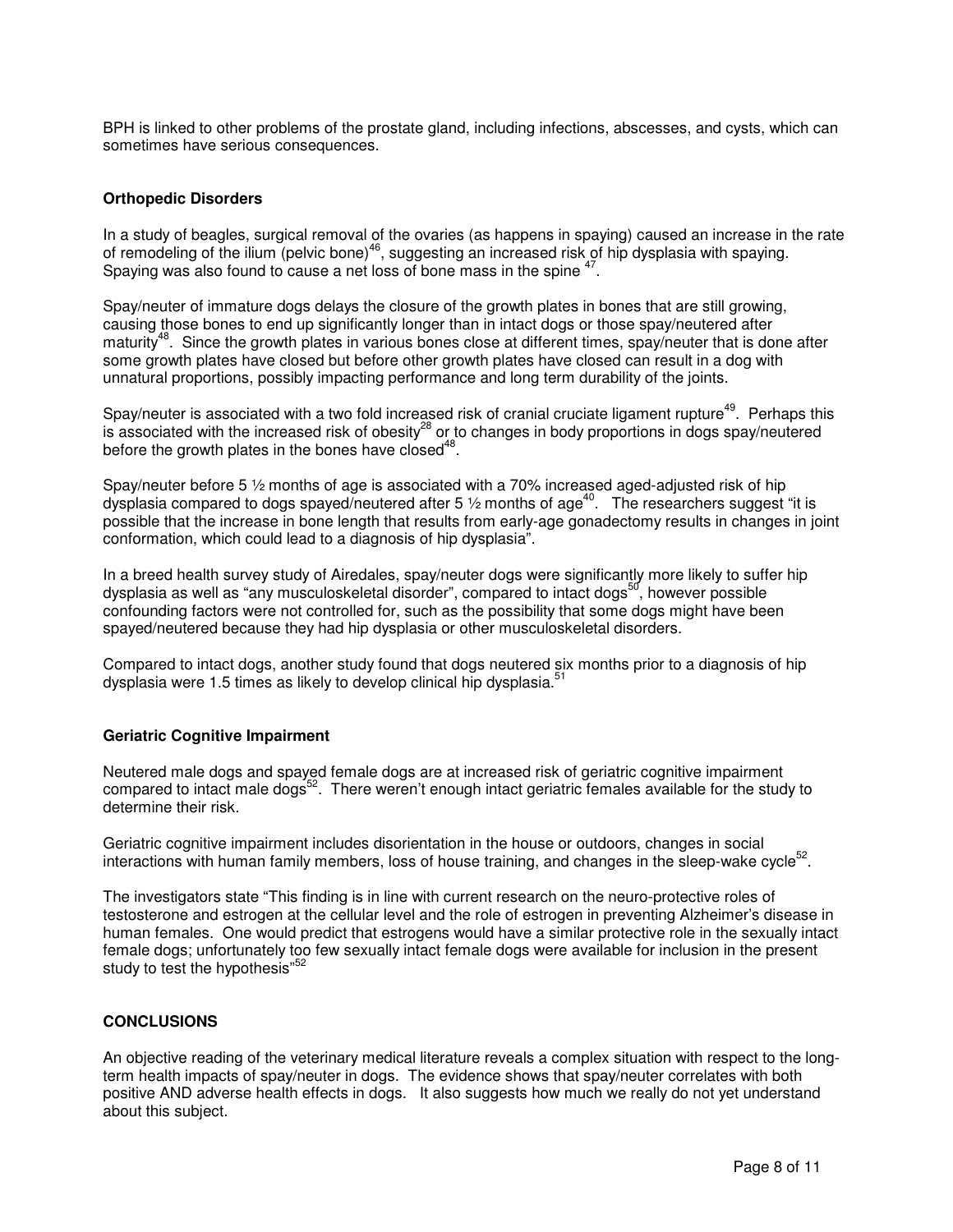BPH is linked to other problems of the prostate gland, including infections, abscesses, and cysts, which can sometimes have serious consequences.

## Orthopedic Disorders

In a study of beagles, surgical removal of the ovaries (as happens in spaying) caused an increase in the rate of remodeling of the ilium (pelvic bone)[46], suggesting an increased risk of hip dysplasia with spaying. Spaying was also found to cause a net loss of bone mass in the spine [47].

Spay/neuter of immature dogs delays the closure of the growth plates in bones that are still growing, causing those bones to end up significantly longer than in intact dogs or those spay/neutered after maturity[48]. Since the growth plates in various bones close at different times, spay/neuter that is done after some growth plates have closed but before other growth plates have closed can result in a dog with unnatural proportions, possibly impacting performance and long term durability of the joints.

Spay/neuter is associated with a two fold increased risk of cranial cruciate ligament rupture[49]. Perhaps this is associated with the increased risk of obesity[28] or to changes in body proportions in dogs spay/neutered before the growth plates in the bones have closed[48].

Spay/neuter before 5 ½ months of age is associated with a 70% increased aged-adjusted risk of hip dysplasia compared to dogs spayed/neutered after 5 ½ months of age[40]. The researchers suggest "it is possible that the increase in bone length that results from early-age gonadectomy results in changes in joint conformation, which could lead to a diagnosis of hip dysplasia".

In a breed health survey study of Airedales, spay/neuter dogs were significantly more likely to suffer hip dysplasia as well as "any musculoskeletal disorder", compared to intact dogs[50], however possible confounding factors were not controlled for, such as the possibility that some dogs might have been spayed/neutered because they had hip dysplasia or other musculoskeletal disorders.

Compared to intact dogs, another study found that dogs neutered six months prior to a diagnosis of hip dysplasia were 1.5 times as likely to develop clinical hip dysplasia.[51]

## Geriatric Cognitive Impairment

Neutered male dogs and spayed female dogs are at increased risk of geriatric cognitive impairment compared to intact male dogs[52]. There weren't enough intact geriatric females available for the study to determine their risk.

Geriatric cognitive impairment includes disorientation in the house or outdoors, changes in social interactions with human family members, loss of house training, and changes in the sleep-wake cycle[52].

The investigators state "This finding is in line with current research on the neuro-protective roles of testosterone and estrogen at the cellular level and the role of estrogen in preventing Alzheimer's disease in human females. One would predict that estrogens would have a similar protective role in the sexually intact female dogs; unfortunately too few sexually intact female dogs were available for inclusion in the present study to test the hypothesis"[52]

## CONCLUSIONS

An objective reading of the veterinary medical literature reveals a complex situation with respect to the long-term health impacts of spay/neuter in dogs. The evidence shows that spay/neuter correlates with both positive AND adverse health effects in dogs. It also suggests how much we really do not yet understand about this subject.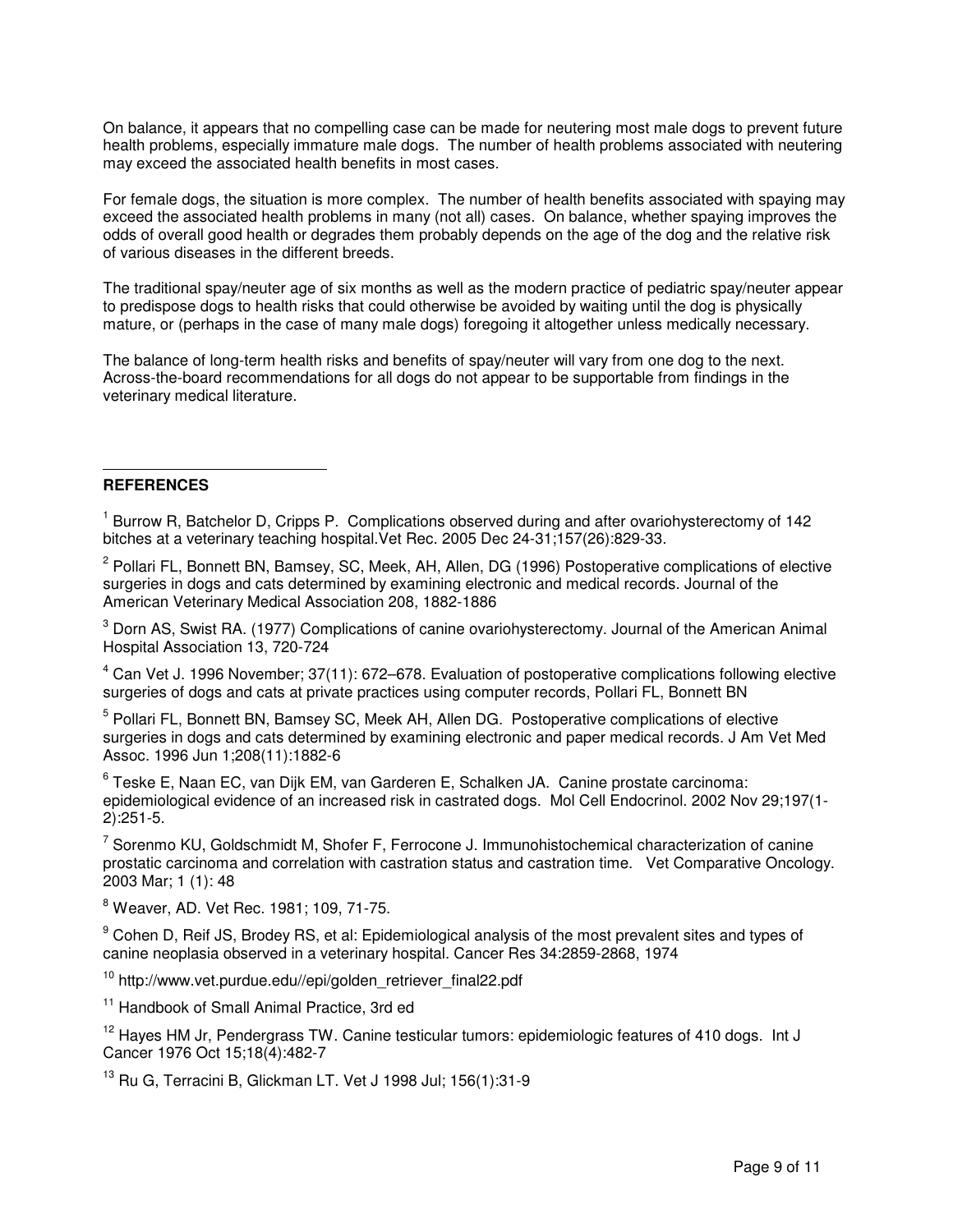On balance, it appears that no compelling case can be made for neutering most male dogs to prevent future health problems, especially immature male dogs. The number of health problems associated with neutering may exceed the associated health benefits in most cases.

For female dogs, the situation is more complex. The number of health benefits associated with spaying may exceed the associated health problems in many (not all) cases. On balance, whether spaying improves the odds of overall good health or degrades them probably depends on the age of the dog and the relative risk of various diseases in the different breeds.

The traditional spay/neuter age of six months as well as the modern practice of pediatric spay/neuter appear to predispose dogs to health risks that could otherwise be avoided by waiting until the dog is physically mature, or (perhaps in the case of many male dogs) foregoing it altogether unless medically necessary.

The balance of long-term health risks and benefits of spay/neuter will vary from one dog to the next. Across-the-board recommendations for all dogs do not appear to be supportable from findings in the veterinary medical literature.

---

**REFERENCES**

[1] Burrow R, Batchelor D, Cripps P. Complications observed during and after ovariohysterectomy of 142 bitches at a veterinary teaching hospital.Vet Rec. 2005 Dec 24-31;157(26):829-33.

[2] Pollari FL, Bonnett BN, Bamsey, SC, Meek, AH, Allen, DG (1996) Postoperative complications of elective surgeries in dogs and cats determined by examining electronic and medical records. Journal of the American Veterinary Medical Association 208, 1882-1886

[3] Dorn AS, Swist RA. (1977) Complications of canine ovariohysterectomy. Journal of the American Animal Hospital Association 13, 720-724

[4] Can Vet J. 1996 November; 37(11): 672–678. Evaluation of postoperative complications following elective surgeries of dogs and cats at private practices using computer records, Pollari FL, Bonnett BN

[5] Pollari FL, Bonnett BN, Bamsey SC, Meek AH, Allen DG. Postoperative complications of elective surgeries in dogs and cats determined by examining electronic and paper medical records. J Am Vet Med Assoc. 1996 Jun 1;208(11):1882-6

[6] Teske E, Naan EC, van Dijk EM, van Garderen E, Schalken JA. Canine prostate carcinoma: epidemiological evidence of an increased risk in castrated dogs. Mol Cell Endocrinol. 2002 Nov 29;197(1-2):251-5.

[7] Sorenmo KU, Goldschmidt M, Shofer F, Ferrocone J. Immunohistochemical characterization of canine prostatic carcinoma and correlation with castration status and castration time. Vet Comparative Oncology. 2003 Mar; 1 (1): 48

[8] Weaver, AD. Vet Rec. 1981; 109, 71-75.

[9] Cohen D, Reif JS, Brodey RS, et al: Epidemiological analysis of the most prevalent sites and types of canine neoplasia observed in a veterinary hospital. Cancer Res 34:2859-2868, 1974

[10] http://www.vet.purdue.edu//epi/golden_retriever_final22.pdf

[11] Handbook of Small Animal Practice, 3rd ed

[12] Hayes HM Jr, Pendergrass TW. Canine testicular tumors: epidemiologic features of 410 dogs. Int J Cancer 1976 Oct 15;18(4):482-7

[13] Ru G, Terracini B, Glickman LT. Vet J 1998 Jul; 156(1):31-9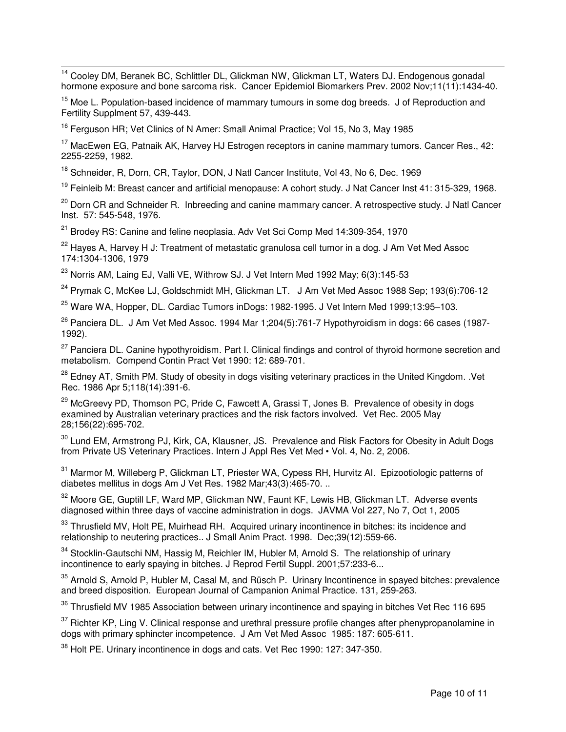[14] Cooley DM, Beranek BC, Schlittler DL, Glickman NW, Glickman LT, Waters DJ. Endogenous gonadal hormone exposure and bone sarcoma risk. Cancer Epidemiol Biomarkers Prev. 2002 Nov;11(11):1434-40.

[15] Moe L. Population-based incidence of mammary tumours in some dog breeds. J of Reproduction and Fertility Supplment 57, 439-443.

[16] Ferguson HR; Vet Clinics of N Amer: Small Animal Practice; Vol 15, No 3, May 1985

[17] MacEwen EG, Patnaik AK, Harvey HJ Estrogen receptors in canine mammary tumors. Cancer Res., 42: 2255-2259, 1982.

[18] Schneider, R, Dorn, CR, Taylor, DON, J Natl Cancer Institute, Vol 43, No 6, Dec. 1969

[19] Feinleib M: Breast cancer and artificial menopause: A cohort study. J Nat Cancer Inst 41: 315-329, 1968.

[20] Dorn CR and Schneider R. Inbreeding and canine mammary cancer. A retrospective study. J Natl Cancer Inst. 57: 545-548, 1976.

[21] Brodey RS: Canine and feline neoplasia. Adv Vet Sci Comp Med 14:309-354, 1970

[22] Hayes A, Harvey H J: Treatment of metastatic granulosa cell tumor in a dog. J Am Vet Med Assoc 174:1304-1306, 1979

[23] Norris AM, Laing EJ, Valli VE, Withrow SJ. J Vet Intern Med 1992 May; 6(3):145-53

[24] Prymak C, McKee LJ, Goldschmidt MH, Glickman LT. J Am Vet Med Assoc 1988 Sep; 193(6):706-12

[25] Ware WA, Hopper, DL. Cardiac Tumors inDogs: 1982-1995. J Vet Intern Med 1999;13:95–103.

[26] Panciera DL. J Am Vet Med Assoc. 1994 Mar 1;204(5):761-7 Hypothyroidism in dogs: 66 cases (1987-1992).

[27] Panciera DL. Canine hypothyroidism. Part I. Clinical findings and control of thyroid hormone secretion and metabolism. Compend Contin Pract Vet 1990: 12: 689-701.

[28] Edney AT, Smith PM. Study of obesity in dogs visiting veterinary practices in the United Kingdom. .Vet Rec. 1986 Apr 5;118(14):391-6.

[29] McGreevy PD, Thomson PC, Pride C, Fawcett A, Grassi T, Jones B. Prevalence of obesity in dogs examined by Australian veterinary practices and the risk factors involved. Vet Rec. 2005 May 28;156(22):695-702.

[30] Lund EM, Armstrong PJ, Kirk, CA, Klausner, JS. Prevalence and Risk Factors for Obesity in Adult Dogs from Private US Veterinary Practices. Intern J Appl Res Vet Med • Vol. 4, No. 2, 2006.

[31] Marmor M, Willeberg P, Glickman LT, Priester WA, Cypess RH, Hurvitz AI. Epizootiologic patterns of diabetes mellitus in dogs Am J Vet Res. 1982 Mar;43(3):465-70. ..

[32] Moore GE, Guptill LF, Ward MP, Glickman NW, Faunt KF, Lewis HB, Glickman LT. Adverse events diagnosed within three days of vaccine administration in dogs. JAVMA Vol 227, No 7, Oct 1, 2005

[33] Thrusfield MV, Holt PE, Muirhead RH. Acquired urinary incontinence in bitches: its incidence and relationship to neutering practices.. J Small Anim Pract. 1998. Dec;39(12):559-66.

[34] Stocklin-Gautschi NM, Hassig M, Reichler IM, Hubler M, Arnold S. The relationship of urinary incontinence to early spaying in bitches. J Reprod Fertil Suppl. 2001;57:233-6...

[35] Arnold S, Arnold P, Hubler M, Casal M, and Rüsch P. Urinary Incontinence in spayed bitches: prevalence and breed disposition. European Journal of Campanion Animal Practice. 131, 259-263.

[36] Thrusfield MV 1985 Association between urinary incontinence and spaying in bitches Vet Rec 116 695

[37] Richter KP, Ling V. Clinical response and urethral pressure profile changes after phenypropanolamine in dogs with primary sphincter incompetence. J Am Vet Med Assoc 1985: 187: 605-611.

[38] Holt PE. Urinary incontinence in dogs and cats. Vet Rec 1990: 127: 347-350.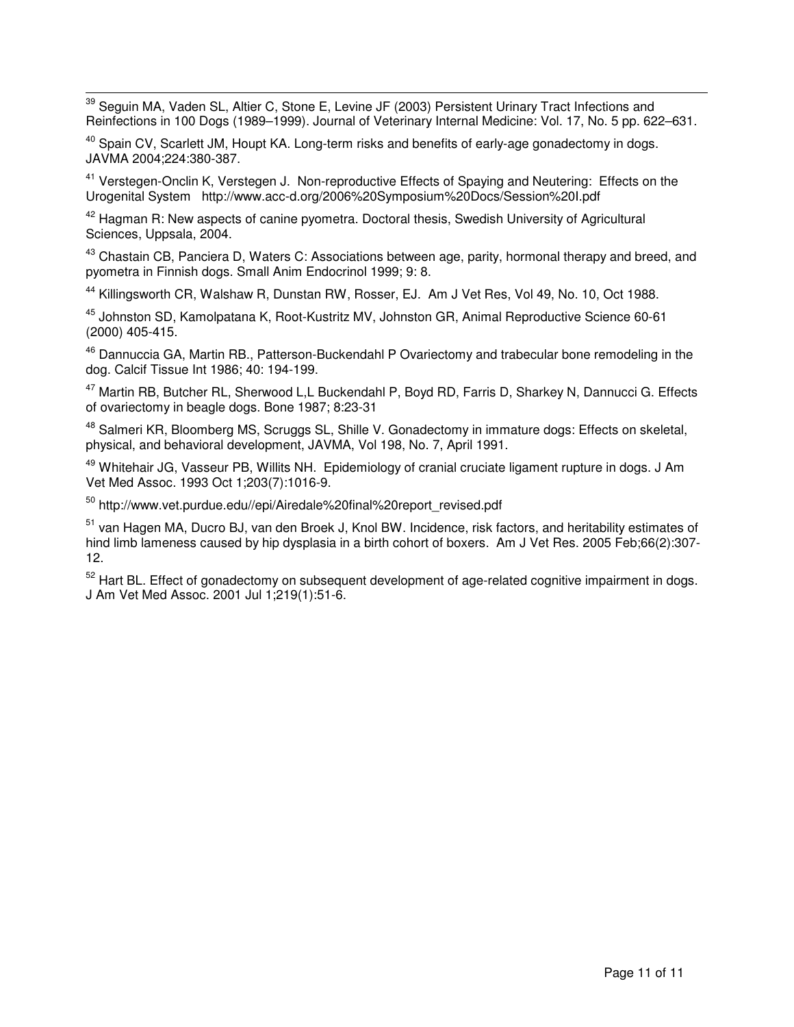[39] Seguin MA, Vaden SL, Altier C, Stone E, Levine JF (2003) Persistent Urinary Tract Infections and Reinfections in 100 Dogs (1989–1999). Journal of Veterinary Internal Medicine: Vol. 17, No. 5 pp. 622–631.

[40] Spain CV, Scarlett JM, Houpt KA. Long-term risks and benefits of early-age gonadectomy in dogs. JAVMA 2004;224:380-387.

[41] Verstegen-Onclin K, Verstegen J. Non-reproductive Effects of Spaying and Neutering: Effects on the Urogenital System http://www.acc-d.org/2006%20Symposium%20Docs/Session%20I.pdf

[42] Hagman R: New aspects of canine pyometra. Doctoral thesis, Swedish University of Agricultural Sciences, Uppsala, 2004.

[43] Chastain CB, Panciera D, Waters C: Associations between age, parity, hormonal therapy and breed, and pyometra in Finnish dogs. Small Anim Endocrinol 1999; 9: 8.

[44] Killingsworth CR, Walshaw R, Dunstan RW, Rosser, EJ. Am J Vet Res, Vol 49, No. 10, Oct 1988.

[45] Johnston SD, Kamolpatana K, Root-Kustritz MV, Johnston GR, Animal Reproductive Science 60-61 (2000) 405-415.

[46] Dannuccia GA, Martin RB., Patterson-Buckendahl P Ovariectomy and trabecular bone remodeling in the dog. Calcif Tissue Int 1986; 40: 194-199.

[47] Martin RB, Butcher RL, Sherwood L,L Buckendahl P, Boyd RD, Farris D, Sharkey N, Dannucci G. Effects of ovariectomy in beagle dogs. Bone 1987; 8:23-31

[48] Salmeri KR, Bloomberg MS, Scruggs SL, Shille V. Gonadectomy in immature dogs: Effects on skeletal, physical, and behavioral development, JAVMA, Vol 198, No. 7, April 1991.

[49] Whitehair JG, Vasseur PB, Willits NH. Epidemiology of cranial cruciate ligament rupture in dogs. J Am Vet Med Assoc. 1993 Oct 1;203(7):1016-9.

[50] http://www.vet.purdue.edu//epi/Airedale%20final%20report_revised.pdf

[51] van Hagen MA, Ducro BJ, van den Broek J, Knol BW. Incidence, risk factors, and heritability estimates of hind limb lameness caused by hip dysplasia in a birth cohort of boxers. Am J Vet Res. 2005 Feb;66(2):307-12.

[52] Hart BL. Effect of gonadectomy on subsequent development of age-related cognitive impairment in dogs. J Am Vet Med Assoc. 2001 Jul 1;219(1):51-6.